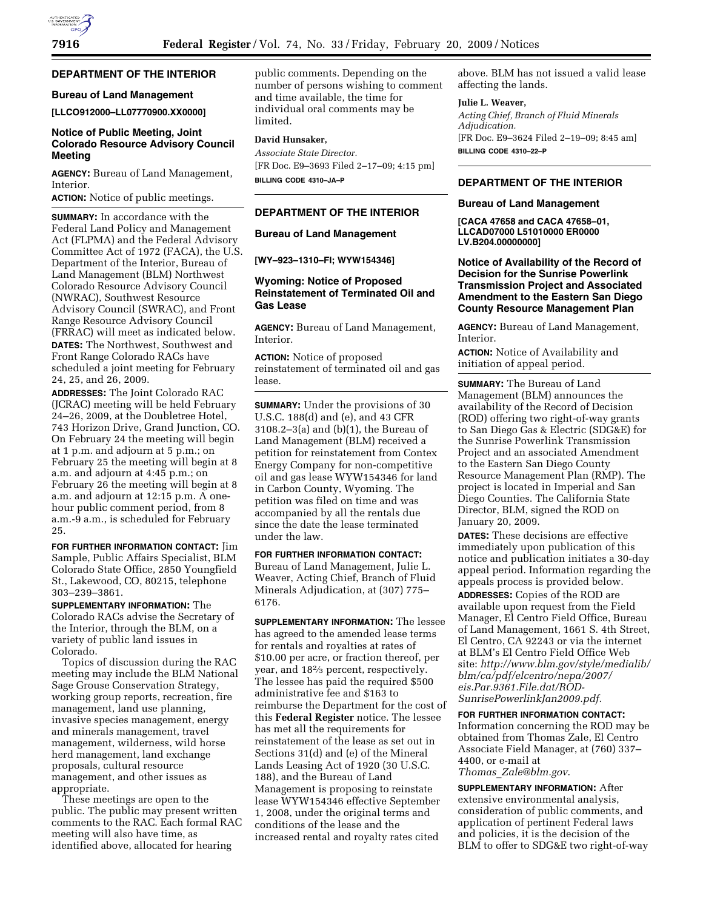## DEPARTMENT OF THE INTERIOR

### Bureau of Land Management

**[LLCO912000–LL07770900.XX0000]**

### Notice of Public Meeting, Joint Colorado Resource Advisory Council Meeting

**AGENCY:** Bureau of Land Management, Interior.

**ACTION:** Notice of public meetings.

**SUMMARY:** In accordance with the Federal Land Policy and Management Act (FLPMA) and the Federal Advisory Committee Act of 1972 (FACA), the U.S. Department of the Interior, Bureau of Land Management (BLM) Northwest Colorado Resource Advisory Council (NWRAC), Southwest Resource Advisory Council (SWRAC), and Front Range Resource Advisory Council (FRRAC) will meet as indicated below.

**DATES:** The Northwest, Southwest and Front Range Colorado RACs have scheduled a joint meeting for February 24, 25, and 26, 2009.

**ADDRESSES:** The Joint Colorado RAC (JCRAC) meeting will be held February 24–26, 2009, at the Doubletree Hotel, 743 Horizon Drive, Grand Junction, CO. On February 24 the meeting will begin at 1 p.m. and adjourn at 5 p.m.; on February 25 the meeting will begin at 8 a.m. and adjourn at 4:45 p.m.; on February 26 the meeting will begin at 8 a.m. and adjourn at 12:15 p.m. A one-hour public comment period, from 8 a.m.-9 a.m., is scheduled for February 25.

**FOR FURTHER INFORMATION CONTACT:** Jim Sample, Public Affairs Specialist, BLM Colorado State Office, 2850 Youngfield St., Lakewood, CO, 80215, telephone 303–239–3861.

**SUPPLEMENTARY INFORMATION:** The Colorado RACs advise the Secretary of the Interior, through the BLM, on a variety of public land issues in Colorado.

Topics of discussion during the RAC meeting may include the BLM National Sage Grouse Conservation Strategy, working group reports, recreation, fire management, land use planning, invasive species management, energy and minerals management, travel management, wilderness, wild horse herd management, land exchange proposals, cultural resource management, and other issues as appropriate.

These meetings are open to the public. The public may present written comments to the RAC. Each formal RAC meeting will also have time, as identified above, allocated for hearing public comments. Depending on the number of persons wishing to comment and time available, the time for individual oral comments may be limited.

**David Hunsaker,**

*Associate State Director.*

[FR Doc. E9–3693 Filed 2–17–09; 4:15 pm]

**BILLING CODE 4310–JA–P**

---

## DEPARTMENT OF THE INTERIOR

### Bureau of Land Management

**[WY–923–1310–FI; WYW154346]**

### Wyoming: Notice of Proposed Reinstatement of Terminated Oil and Gas Lease

**AGENCY:** Bureau of Land Management, Interior.

**ACTION:** Notice of proposed reinstatement of terminated oil and gas lease.

**SUMMARY:** Under the provisions of 30 U.S.C. 188(d) and (e), and 43 CFR 3108.2–3(a) and (b)(1), the Bureau of Land Management (BLM) received a petition for reinstatement from Contex Energy Company for non-competitive oil and gas lease WYW154346 for land in Carbon County, Wyoming. The petition was filed on time and was accompanied by all the rentals due since the date the lease terminated under the law.

**FOR FURTHER INFORMATION CONTACT:** Bureau of Land Management, Julie L. Weaver, Acting Chief, Branch of Fluid Minerals Adjudication, at (307) 775–6176.

**SUPPLEMENTARY INFORMATION:** The lessee has agreed to the amended lease terms for rentals and royalties at rates of $10.00 per acre, or fraction thereof, per year, and 18⅔ percent, respectively. The lessee has paid the required $500 administrative fee and $163 to reimburse the Department for the cost of this **Federal Register** notice. The lessee has met all the requirements for reinstatement of the lease as set out in Sections 31(d) and (e) of the Mineral Lands Leasing Act of 1920 (30 U.S.C. 188), and the Bureau of Land Management is proposing to reinstate lease WYW154346 effective September 1, 2008, under the original terms and conditions of the lease and the increased rental and royalty rates cited above. BLM has not issued a valid lease affecting the lands.

**Julie L. Weaver,**

*Acting Chief, Branch of Fluid Minerals Adjudication.*

[FR Doc. E9–3624 Filed 2–19–09; 8:45 am]

**BILLING CODE 4310–22–P**

---

## DEPARTMENT OF THE INTERIOR

### Bureau of Land Management

**[CACA 47658 and CACA 47658–01, LLCAD07000 L51010000 ER0000 LV.B204.00000000]**

### Notice of Availability of the Record of Decision for the Sunrise Powerlink Transmission Project and Associated Amendment to the Eastern San Diego County Resource Management Plan

**AGENCY:** Bureau of Land Management, Interior.

**ACTION:** Notice of Availability and initiation of appeal period.

**SUMMARY:** The Bureau of Land Management (BLM) announces the availability of the Record of Decision (ROD) offering two right-of-way grants to San Diego Gas & Electric (SDG&E) for the Sunrise Powerlink Transmission Project and an associated Amendment to the Eastern San Diego County Resource Management Plan (RMP). The project is located in Imperial and San Diego Counties. The California State Director, BLM, signed the ROD on January 20, 2009.

**DATES:** These decisions are effective immediately upon publication of this notice and publication initiates a 30-day appeal period. Information regarding the appeals process is provided below.

**ADDRESSES:** Copies of the ROD are available upon request from the Field Manager, El Centro Field Office, Bureau of Land Management, 1661 S. 4th Street, El Centro, CA 92243 or via the internet at BLM's El Centro Field Office Web site: *http://www.blm.gov/style/medialib/blm/ca/pdf/elcentro/nepa/2007/eis.Par.9361.File.dat/ROD-SunrisePowerlinkJan2009.pdf.*

**FOR FURTHER INFORMATION CONTACT:** Information concerning the ROD may be obtained from Thomas Zale, El Centro Associate Field Manager, at (760) 337–4400, or e-mail at *Thomas_Zale@blm.gov*.

**SUPPLEMENTARY INFORMATION:** After extensive environmental analysis, consideration of public comments, and application of pertinent Federal laws and policies, it is the decision of the BLM to offer to SDG&E two right-of-way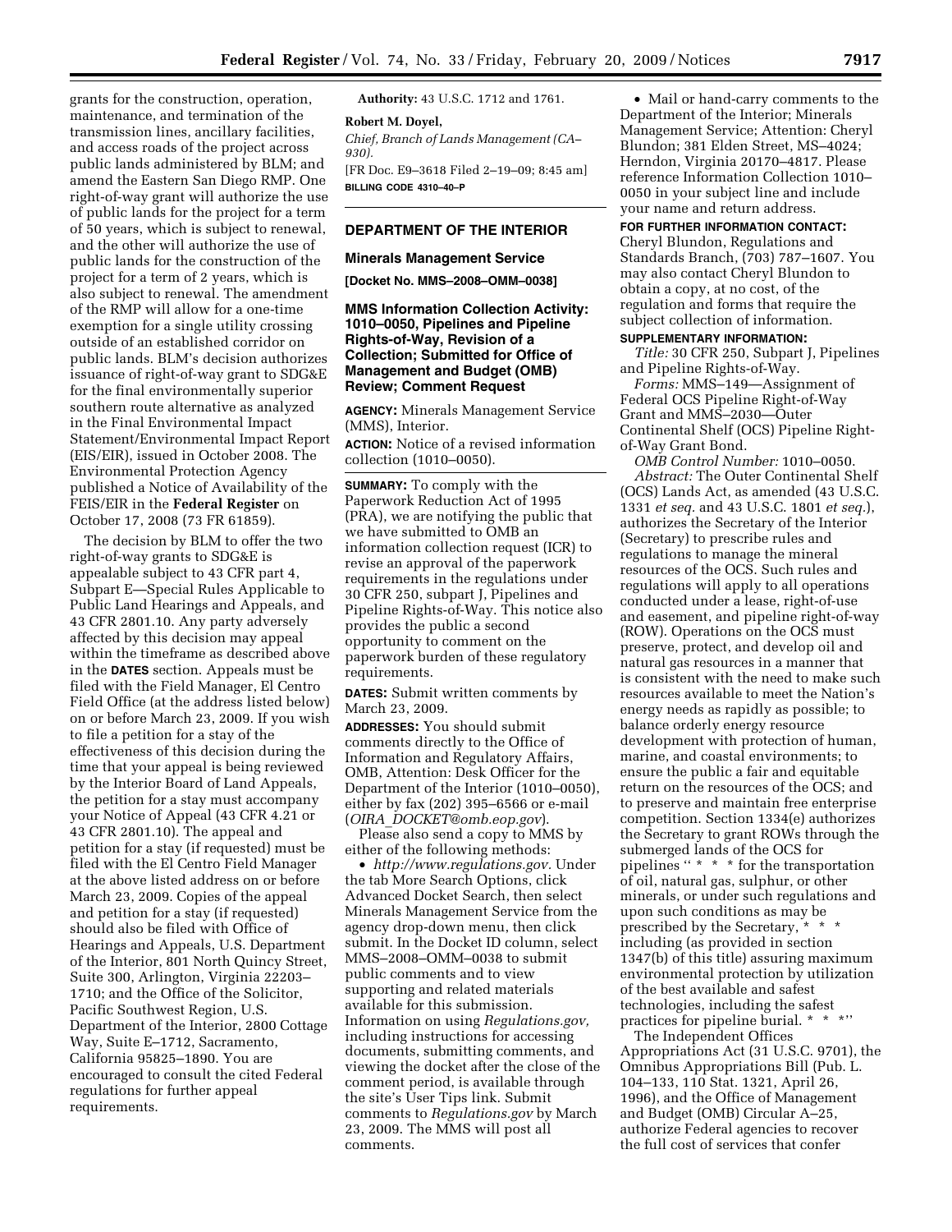grants for the construction, operation, maintenance, and termination of the transmission lines, ancillary facilities, and access roads of the project across public lands administered by BLM; and amend the Eastern San Diego RMP. One right-of-way grant will authorize the use of public lands for the project for a term of 50 years, which is subject to renewal, and the other will authorize the use of public lands for the construction of the project for a term of 2 years, which is also subject to renewal. The amendment of the RMP will allow for a one-time exemption for a single utility crossing outside of an established corridor on public lands. BLM's decision authorizes issuance of right-of-way grant to SDG&E for the final environmentally superior southern route alternative as analyzed in the Final Environmental Impact Statement/Environmental Impact Report (EIS/EIR), issued in October 2008. The Environmental Protection Agency published a Notice of Availability of the FEIS/EIR in the **Federal Register** on October 17, 2008 (73 FR 61859).

The decision by BLM to offer the two right-of-way grants to SDG&E is appealable subject to 43 CFR part 4, Subpart E—Special Rules Applicable to Public Land Hearings and Appeals, and 43 CFR 2801.10. Any party adversely affected by this decision may appeal within the timeframe as described above in the **DATES** section. Appeals must be filed with the Field Manager, El Centro Field Office (at the address listed below) on or before March 23, 2009. If you wish to file a petition for a stay of the effectiveness of this decision during the time that your appeal is being reviewed by the Interior Board of Land Appeals, the petition for a stay must accompany your Notice of Appeal (43 CFR 4.21 or 43 CFR 2801.10). The appeal and petition for a stay (if requested) must be filed with the El Centro Field Manager at the above listed address on or before March 23, 2009. Copies of the appeal and petition for a stay (if requested) should also be filed with Office of Hearings and Appeals, U.S. Department of the Interior, 801 North Quincy Street, Suite 300, Arlington, Virginia 22203–1710; and the Office of the Solicitor, Pacific Southwest Region, U.S. Department of the Interior, 2800 Cottage Way, Suite E–1712, Sacramento, California 95825–1890. You are encouraged to consult the cited Federal regulations for further appeal requirements.

**Authority:** 43 U.S.C. 1712 and 1761.

**Robert M. Doyel,**

*Chief, Branch of Lands Management (CA–930).*

[FR Doc. E9–3618 Filed 2–19–09; 8:45 am]

**BILLING CODE 4310–40–P**

## DEPARTMENT OF THE INTERIOR

### Minerals Management Service

**[Docket No. MMS–2008–OMM–0038]**

### MMS Information Collection Activity: 1010–0050, Pipelines and Pipeline Rights-of-Way, Revision of a Collection; Submitted for Office of Management and Budget (OMB) Review; Comment Request

**AGENCY:** Minerals Management Service (MMS), Interior.

**ACTION:** Notice of a revised information collection (1010–0050).

**SUMMARY:** To comply with the Paperwork Reduction Act of 1995 (PRA), we are notifying the public that we have submitted to OMB an information collection request (ICR) to revise an approval of the paperwork requirements in the regulations under 30 CFR 250, subpart J, Pipelines and Pipeline Rights-of-Way. This notice also provides the public a second opportunity to comment on the paperwork burden of these regulatory requirements.

**DATES:** Submit written comments by March 23, 2009.

**ADDRESSES:** You should submit comments directly to the Office of Information and Regulatory Affairs, OMB, Attention: Desk Officer for the Department of the Interior (1010–0050), either by fax (202) 395–6566 or e-mail (*OIRA_DOCKET@omb.eop.gov*).

Please also send a copy to MMS by either of the following methods:

- *http://www.regulations.gov*. Under the tab More Search Options, click Advanced Docket Search, then select Minerals Management Service from the agency drop-down menu, then click submit. In the Docket ID column, select MMS–2008–OMM–0038 to submit public comments and to view supporting and related materials available for this submission. Information on using *Regulations.gov,* including instructions for accessing documents, submitting comments, and viewing the docket after the close of the comment period, is available through the site's User Tips link. Submit comments to *Regulations.gov* by March 23, 2009. The MMS will post all comments.
- Mail or hand-carry comments to the Department of the Interior; Minerals Management Service; Attention: Cheryl Blundon; 381 Elden Street, MS–4024; Herndon, Virginia 20170–4817. Please reference Information Collection 1010–0050 in your subject line and include your name and return address.

**FOR FURTHER INFORMATION CONTACT:** Cheryl Blundon, Regulations and Standards Branch, (703) 787–1607. You may also contact Cheryl Blundon to obtain a copy, at no cost, of the regulation and forms that require the subject collection of information.

**SUPPLEMENTARY INFORMATION:**

*Title:* 30 CFR 250, Subpart J, Pipelines and Pipeline Rights-of-Way.

*Forms:* MMS–149—Assignment of Federal OCS Pipeline Right-of-Way Grant and MMS–2030—Outer Continental Shelf (OCS) Pipeline Right-of-Way Grant Bond.

*OMB Control Number:* 1010–0050.

*Abstract:* The Outer Continental Shelf (OCS) Lands Act, as amended (43 U.S.C. 1331 *et seq.* and 43 U.S.C. 1801 *et seq.*), authorizes the Secretary of the Interior (Secretary) to prescribe rules and regulations to manage the mineral resources of the OCS. Such rules and regulations will apply to all operations conducted under a lease, right-of-use and easement, and pipeline right-of-way (ROW). Operations on the OCS must preserve, protect, and develop oil and natural gas resources in a manner that is consistent with the need to make such resources available to meet the Nation's energy needs as rapidly as possible; to balance orderly energy resource development with protection of human, marine, and coastal environments; to ensure the public a fair and equitable return on the resources of the OCS; and to preserve and maintain free enterprise competition. Section 1334(e) authorizes the Secretary to grant ROWs through the submerged lands of the OCS for pipelines " * * * for the transportation of oil, natural gas, sulphur, or other minerals, or under such regulations and upon such conditions as may be prescribed by the Secretary, * * * including (as provided in section 1347(b) of this title) assuring maximum environmental protection by utilization of the best available and safest technologies, including the safest practices for pipeline burial. * * *"

The Independent Offices Appropriations Act (31 U.S.C. 9701), the Omnibus Appropriations Bill (Pub. L. 104–133, 110 Stat. 1321, April 26, 1996), and the Office of Management and Budget (OMB) Circular A–25, authorize Federal agencies to recover the full cost of services that confer